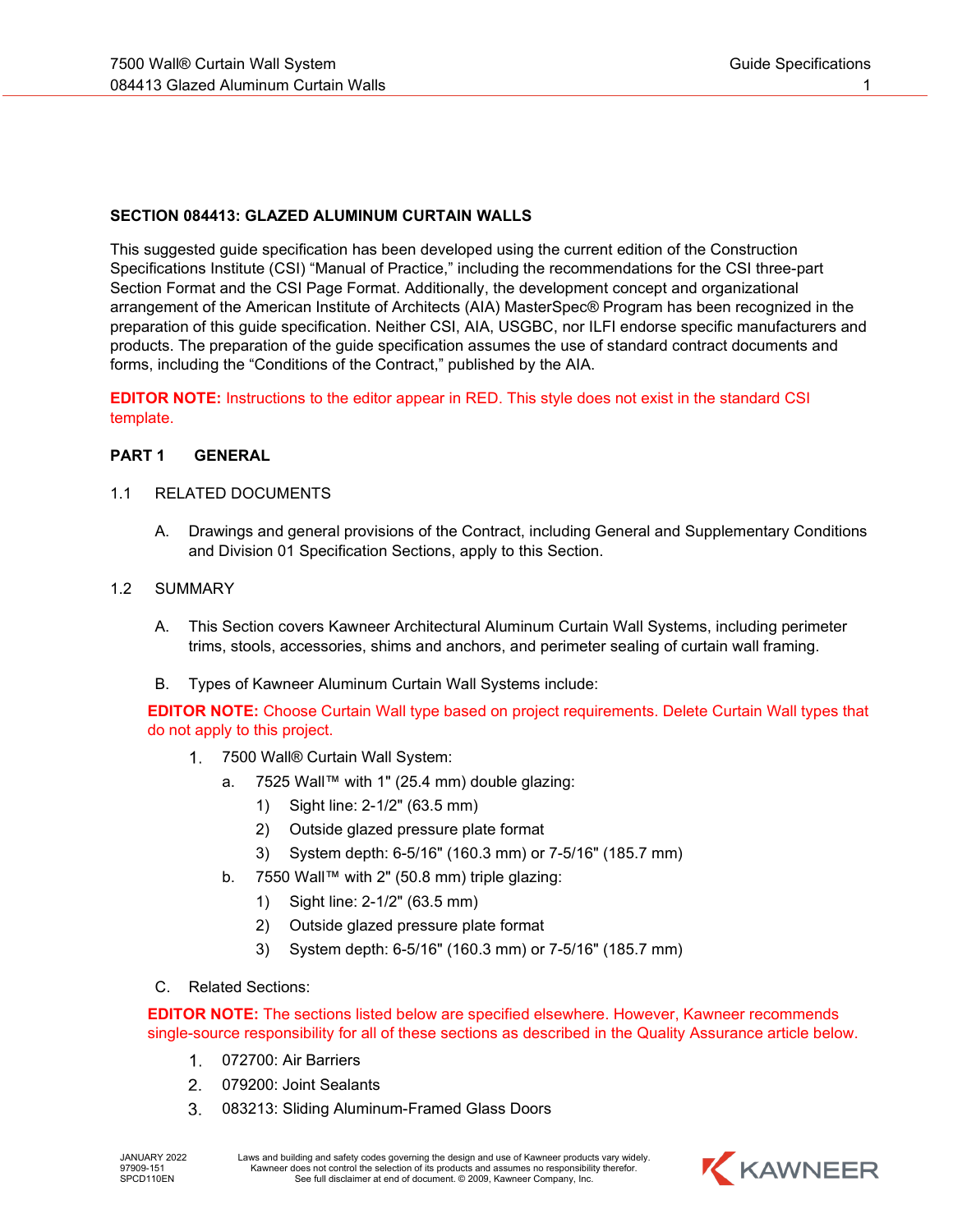## SECTION 084413: GLAZED ALUMINUM CURTAIN WALLS

This suggested guide specification has been developed using the current edition of the Construction Specifications Institute (CSI) "Manual of Practice," including the recommendations for the CSI three-part Section Format and the CSI Page Format. Additionally, the development concept and organizational arrangement of the American Institute of Architects (AIA) MasterSpec® Program has been recognized in the preparation of this guide specification. Neither CSI, AIA, USGBC, nor ILFI endorse specific manufacturers and products. The preparation of the guide specification assumes the use of standard contract documents and forms, including the "Conditions of the Contract," published by the AIA.

**EDITOR NOTE:** Instructions to the editor appear in RED. This style does not exist in the standard CSI template.

### PART 1 GENERAL

1.1 RELATED DOCUMENTS

A. Drawings and general provisions of the Contract, including General and Supplementary Conditions and Division 01 Specification Sections, apply to this Section.

1.2 SUMMARY

A. This Section covers Kawneer Architectural Aluminum Curtain Wall Systems, including perimeter trims, stools, accessories, shims and anchors, and perimeter sealing of curtain wall framing.

B. Types of Kawneer Aluminum Curtain Wall Systems include:

**EDITOR NOTE:** Choose Curtain Wall type based on project requirements. Delete Curtain Wall types that do not apply to this project.

1. 7500 Wall® Curtain Wall System:
   a. 7525 Wall™ with 1" (25.4 mm) double glazing:
      1) Sight line: 2-1/2" (63.5 mm)
      2) Outside glazed pressure plate format
      3) System depth: 6-5/16" (160.3 mm) or 7-5/16" (185.7 mm)
   b. 7550 Wall™ with 2" (50.8 mm) triple glazing:
      1) Sight line: 2-1/2" (63.5 mm)
      2) Outside glazed pressure plate format
      3) System depth: 6-5/16" (160.3 mm) or 7-5/16" (185.7 mm)

C. Related Sections:

**EDITOR NOTE:** The sections listed below are specified elsewhere. However, Kawneer recommends single-source responsibility for all of these sections as described in the Quality Assurance article below.

1. 072700: Air Barriers
2. 079200: Joint Sealants
3. 083213: Sliding Aluminum-Framed Glass Doors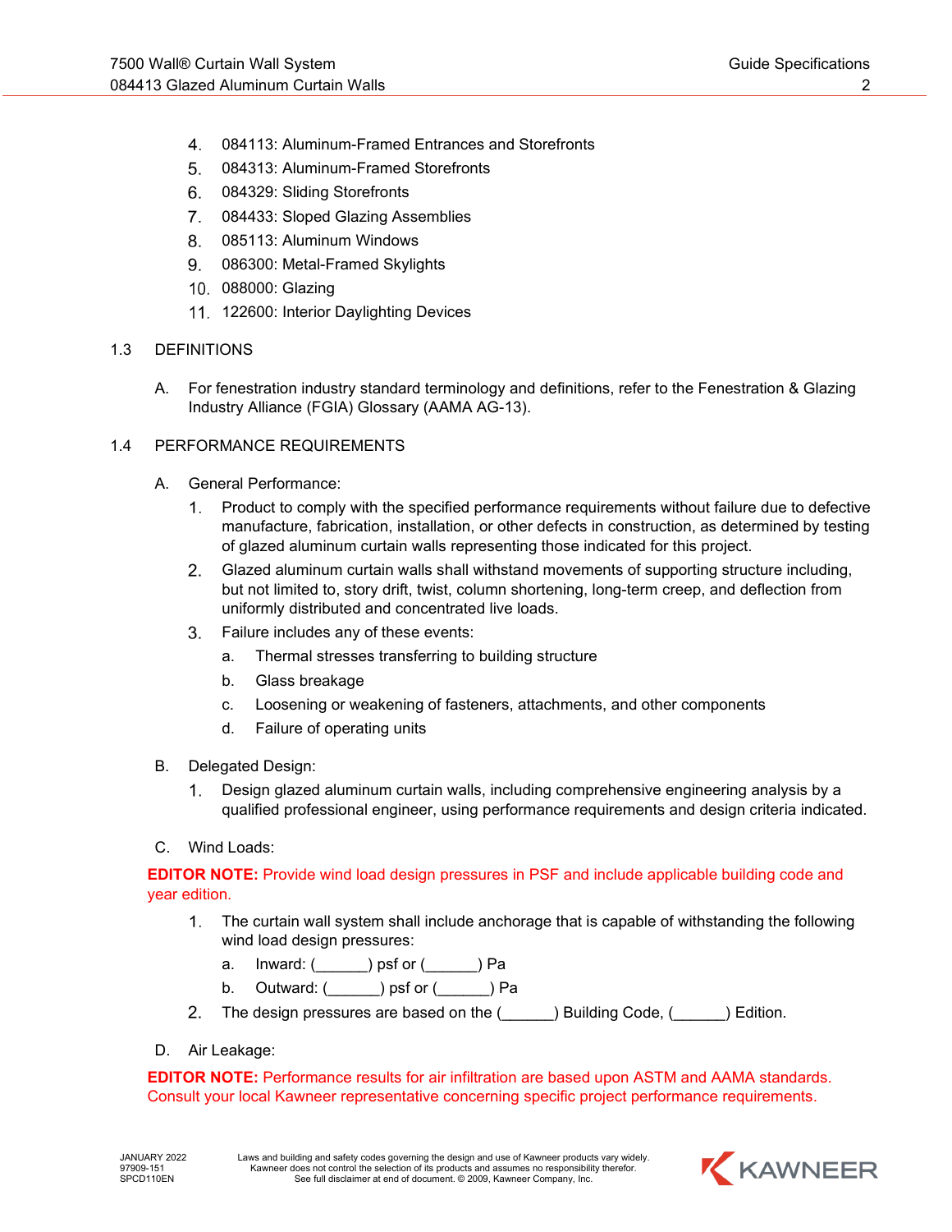4. 084113: Aluminum-Framed Entrances and Storefronts
5. 084313: Aluminum-Framed Storefronts
6. 084329: Sliding Storefronts
7. 084433: Sloped Glazing Assemblies
8. 085113: Aluminum Windows
9. 086300: Metal-Framed Skylights
10. 088000: Glazing
11. 122600: Interior Daylighting Devices

1.3 DEFINITIONS

A. For fenestration industry standard terminology and definitions, refer to the Fenestration & Glazing Industry Alliance (FGIA) Glossary (AAMA AG-13).

1.4 PERFORMANCE REQUIREMENTS

A. General Performance:

1. Product to comply with the specified performance requirements without failure due to defective manufacture, fabrication, installation, or other defects in construction, as determined by testing of glazed aluminum curtain walls representing those indicated for this project.
2. Glazed aluminum curtain walls shall withstand movements of supporting structure including, but not limited to, story drift, twist, column shortening, long-term creep, and deflection from uniformly distributed and concentrated live loads.
3. Failure includes any of these events:
   a. Thermal stresses transferring to building structure
   b. Glass breakage
   c. Loosening or weakening of fasteners, attachments, and other components
   d. Failure of operating units

B. Delegated Design:

1. Design glazed aluminum curtain walls, including comprehensive engineering analysis by a qualified professional engineer, using performance requirements and design criteria indicated.

C. Wind Loads:

**EDITOR NOTE:** Provide wind load design pressures in PSF and include applicable building code and year edition.

1. The curtain wall system shall include anchorage that is capable of withstanding the following wind load design pressures:
   a. Inward: (______) psf or (______) Pa
   b. Outward: (______) psf or (______) Pa
2. The design pressures are based on the (______) Building Code, (______) Edition.

D. Air Leakage:

**EDITOR NOTE:** Performance results for air infiltration are based upon ASTM and AAMA standards. Consult your local Kawneer representative concerning specific project performance requirements.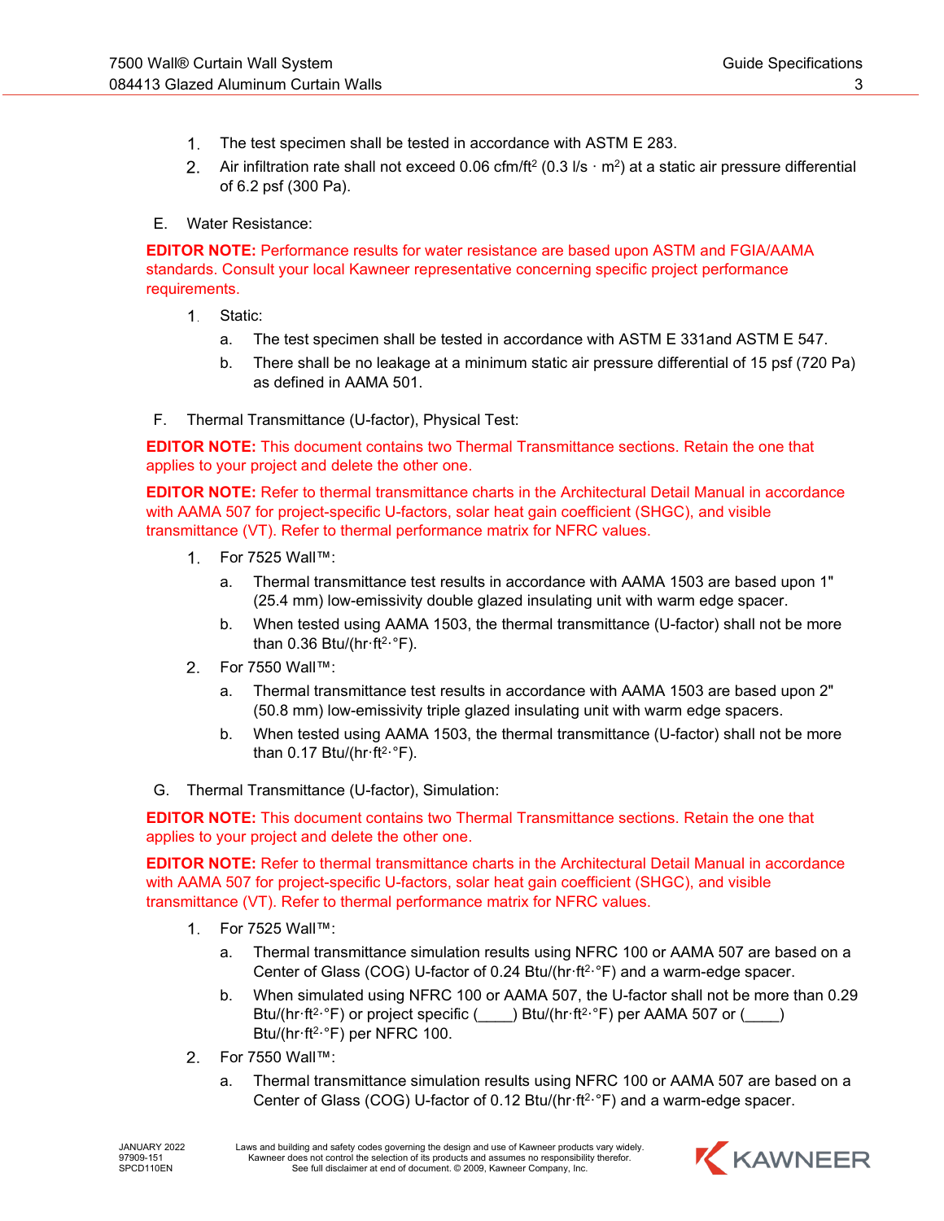1. The test specimen shall be tested in accordance with ASTM E 283.
2. Air infiltration rate shall not exceed 0.06 cfm/ft$^2$ (0.3 l/s · m$^2$) at a static air pressure differential of 6.2 psf (300 Pa).

E. Water Resistance:

**EDITOR NOTE:** Performance results for water resistance are based upon ASTM and FGIA/AAMA standards. Consult your local Kawneer representative concerning specific project performance requirements.

1. Static:
   a. The test specimen shall be tested in accordance with ASTM E 331and ASTM E 547.
   b. There shall be no leakage at a minimum static air pressure differential of 15 psf (720 Pa) as defined in AAMA 501.

F. Thermal Transmittance (U-factor), Physical Test:

**EDITOR NOTE:** This document contains two Thermal Transmittance sections. Retain the one that applies to your project and delete the other one.

**EDITOR NOTE:** Refer to thermal transmittance charts in the Architectural Detail Manual in accordance with AAMA 507 for project-specific U-factors, solar heat gain coefficient (SHGC), and visible transmittance (VT). Refer to thermal performance matrix for NFRC values.

1. For 7525 Wall™:
   a. Thermal transmittance test results in accordance with AAMA 1503 are based upon 1" (25.4 mm) low-emissivity double glazed insulating unit with warm edge spacer.
   b. When tested using AAMA 1503, the thermal transmittance (U-factor) shall not be more than 0.36 Btu/(hr·ft$^2$·°F).
2. For 7550 Wall™:
   a. Thermal transmittance test results in accordance with AAMA 1503 are based upon 2" (50.8 mm) low-emissivity triple glazed insulating unit with warm edge spacers.
   b. When tested using AAMA 1503, the thermal transmittance (U-factor) shall not be more than 0.17 Btu/(hr·ft$^2$·°F).

G. Thermal Transmittance (U-factor), Simulation:

**EDITOR NOTE:** This document contains two Thermal Transmittance sections. Retain the one that applies to your project and delete the other one.

**EDITOR NOTE:** Refer to thermal transmittance charts in the Architectural Detail Manual in accordance with AAMA 507 for project-specific U-factors, solar heat gain coefficient (SHGC), and visible transmittance (VT). Refer to thermal performance matrix for NFRC values.

1. For 7525 Wall™:
   a. Thermal transmittance simulation results using NFRC 100 or AAMA 507 are based on a Center of Glass (COG) U-factor of 0.24 Btu/(hr·ft$^2$·°F) and a warm-edge spacer.
   b. When simulated using NFRC 100 or AAMA 507, the U-factor shall not be more than 0.29 Btu/(hr·ft$^2$·°F) or project specific (____) Btu/(hr·ft$^2$·°F) per AAMA 507 or (____) Btu/(hr·ft$^2$·°F) per NFRC 100.
2. For 7550 Wall™:
   a. Thermal transmittance simulation results using NFRC 100 or AAMA 507 are based on a Center of Glass (COG) U-factor of 0.12 Btu/(hr·ft$^2$·°F) and a warm-edge spacer.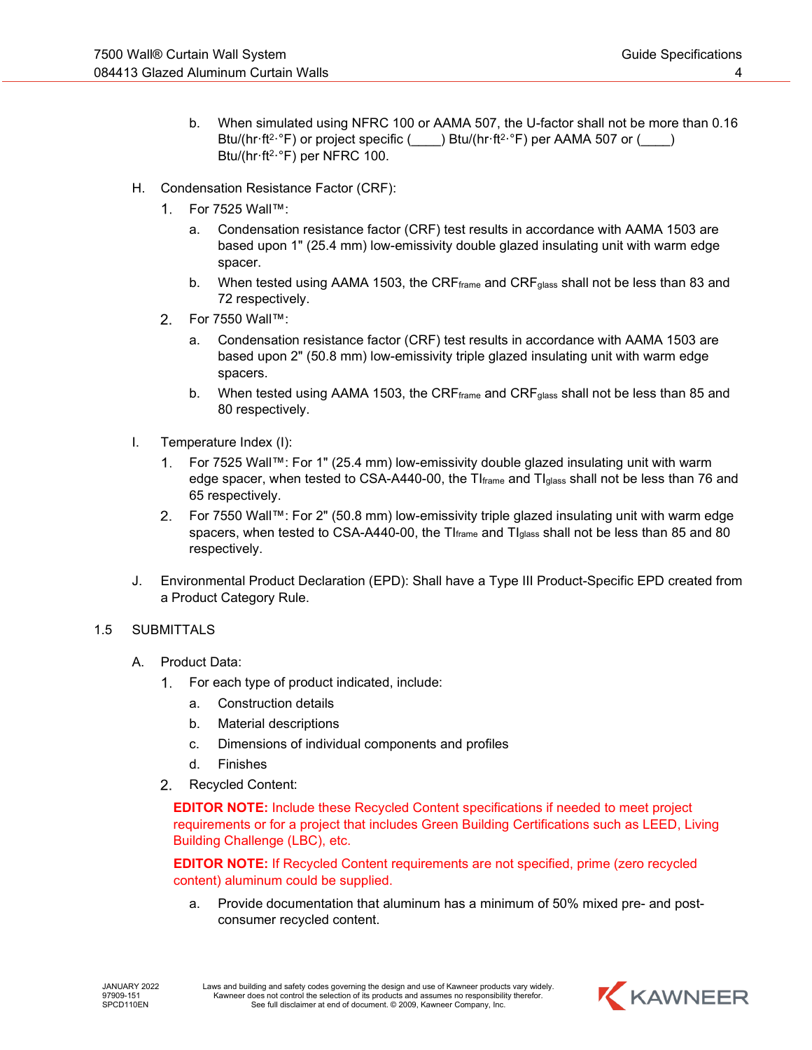b. When simulated using NFRC 100 or AAMA 507, the U-factor shall not be more than 0.16 Btu/(hr·ft$^2$·°F) or project specific (____) Btu/(hr·ft$^2$·°F) per AAMA 507 or (____) Btu/(hr·ft$^2$·°F) per NFRC 100.

H. Condensation Resistance Factor (CRF):

1. For 7525 Wall™:
   a. Condensation resistance factor (CRF) test results in accordance with AAMA 1503 are based upon 1" (25.4 mm) low-emissivity double glazed insulating unit with warm edge spacer.
   b. When tested using AAMA 1503, the $CRF_{frame}$ and $CRF_{glass}$ shall not be less than 83 and 72 respectively.
2. For 7550 Wall™:
   a. Condensation resistance factor (CRF) test results in accordance with AAMA 1503 are based upon 2" (50.8 mm) low-emissivity triple glazed insulating unit with warm edge spacers.
   b. When tested using AAMA 1503, the $CRF_{frame}$ and $CRF_{glass}$ shall not be less than 85 and 80 respectively.

I. Temperature Index (I):

1. For 7525 Wall™: For 1" (25.4 mm) low-emissivity double glazed insulating unit with warm edge spacer, when tested to CSA-A440-00, the $TI_{frame}$ and $TI_{glass}$ shall not be less than 76 and 65 respectively.
2. For 7550 Wall™: For 2" (50.8 mm) low-emissivity triple glazed insulating unit with warm edge spacers, when tested to CSA-A440-00, the $TI_{frame}$ and $TI_{glass}$ shall not be less than 85 and 80 respectively.

J. Environmental Product Declaration (EPD): Shall have a Type III Product-Specific EPD created from a Product Category Rule.

## 1.5 SUBMITTALS

A. Product Data:

1. For each type of product indicated, include:
   a. Construction details
   b. Material descriptions
   c. Dimensions of individual components and profiles
   d. Finishes
2. Recycled Content:

   **EDITOR NOTE:** Include these Recycled Content specifications if needed to meet project requirements or for a project that includes Green Building Certifications such as LEED, Living Building Challenge (LBC), etc.

   **EDITOR NOTE:** If Recycled Content requirements are not specified, prime (zero recycled content) aluminum could be supplied.

   a. Provide documentation that aluminum has a minimum of 50% mixed pre- and post-consumer recycled content.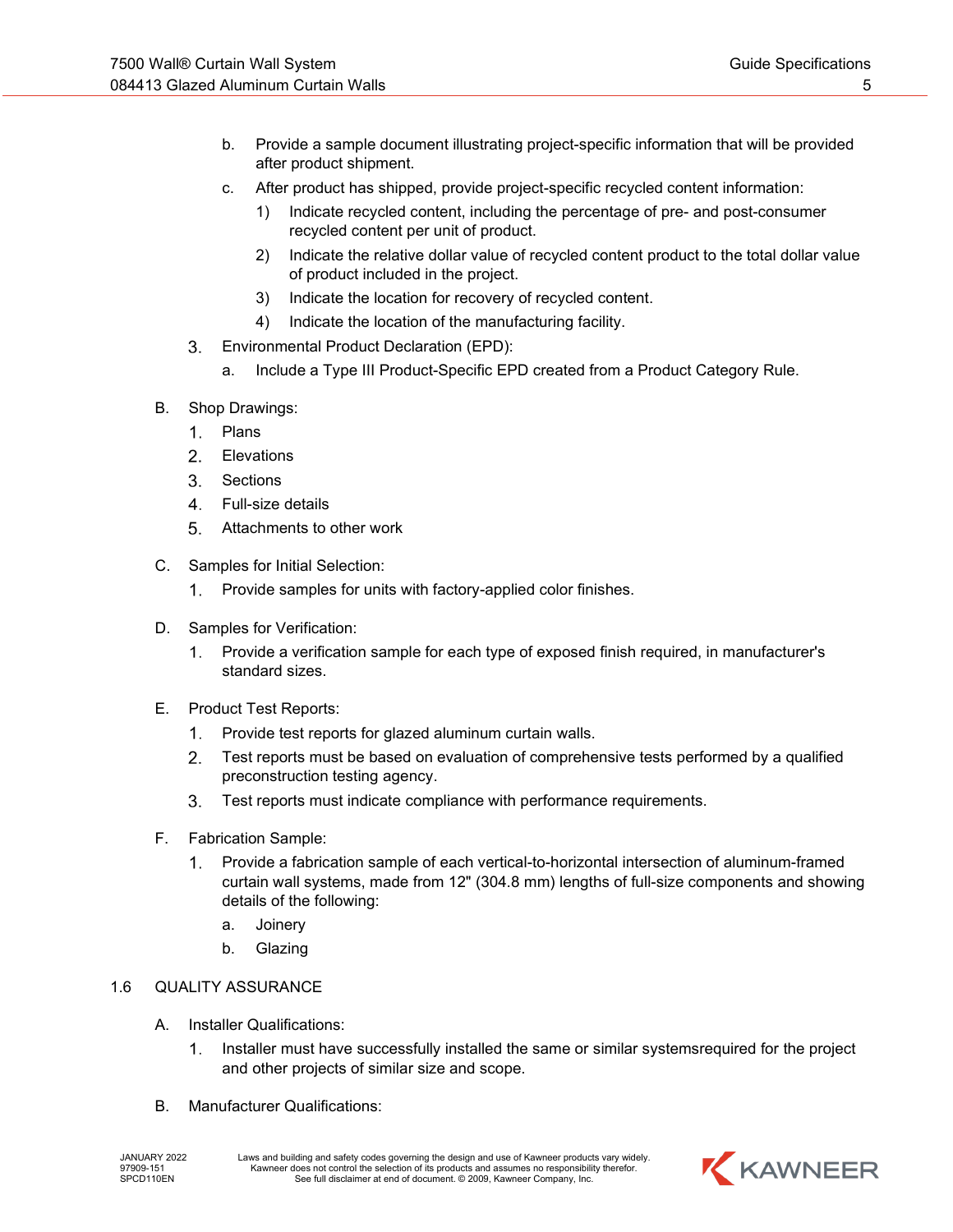b. Provide a sample document illustrating project-specific information that will be provided after product shipment.

c. After product has shipped, provide project-specific recycled content information:

1) Indicate recycled content, including the percentage of pre- and post-consumer recycled content per unit of product.

2) Indicate the relative dollar value of recycled content product to the total dollar value of product included in the project.

3) Indicate the location for recovery of recycled content.

4) Indicate the location of the manufacturing facility.

3. Environmental Product Declaration (EPD):

a. Include a Type III Product-Specific EPD created from a Product Category Rule.

B. Shop Drawings:

1. Plans
2. Elevations
3. Sections
4. Full-size details
5. Attachments to other work

C. Samples for Initial Selection:

1. Provide samples for units with factory-applied color finishes.

D. Samples for Verification:

1. Provide a verification sample for each type of exposed finish required, in manufacturer's standard sizes.

E. Product Test Reports:

1. Provide test reports for glazed aluminum curtain walls.
2. Test reports must be based on evaluation of comprehensive tests performed by a qualified preconstruction testing agency.
3. Test reports must indicate compliance with performance requirements.

F. Fabrication Sample:

1. Provide a fabrication sample of each vertical-to-horizontal intersection of aluminum-framed curtain wall systems, made from 12" (304.8 mm) lengths of full-size components and showing details of the following:

a. Joinery

b. Glazing

## 1.6 QUALITY ASSURANCE

A. Installer Qualifications:

1. Installer must have successfully installed the same or similar systemsrequired for the project and other projects of similar size and scope.

B. Manufacturer Qualifications: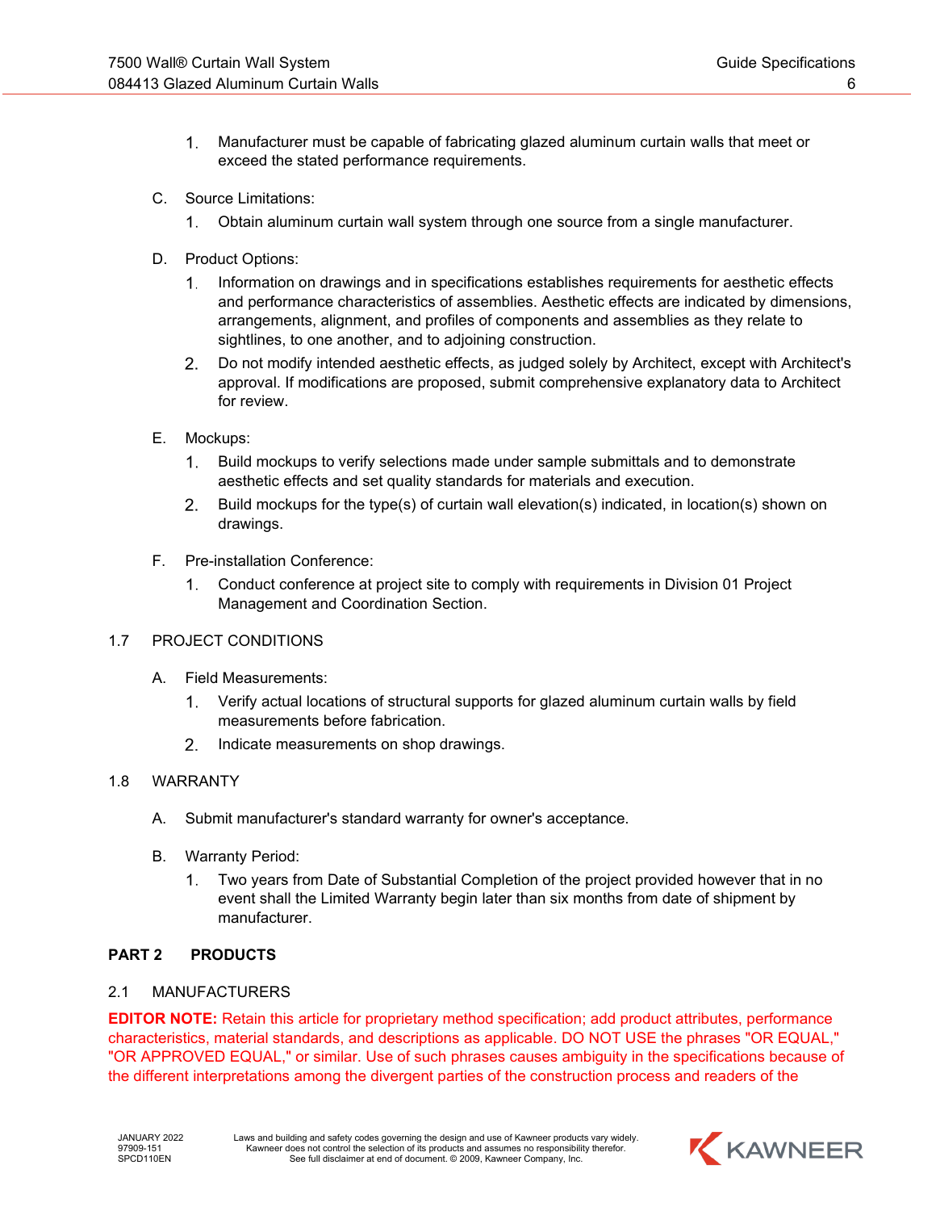1. Manufacturer must be capable of fabricating glazed aluminum curtain walls that meet or exceed the stated performance requirements.

C. Source Limitations:

1. Obtain aluminum curtain wall system through one source from a single manufacturer.

D. Product Options:

1. Information on drawings and in specifications establishes requirements for aesthetic effects and performance characteristics of assemblies. Aesthetic effects are indicated by dimensions, arrangements, alignment, and profiles of components and assemblies as they relate to sightlines, to one another, and to adjoining construction.
2. Do not modify intended aesthetic effects, as judged solely by Architect, except with Architect's approval. If modifications are proposed, submit comprehensive explanatory data to Architect for review.

E. Mockups:

1. Build mockups to verify selections made under sample submittals and to demonstrate aesthetic effects and set quality standards for materials and execution.
2. Build mockups for the type(s) of curtain wall elevation(s) indicated, in location(s) shown on drawings.

F. Pre-installation Conference:

1. Conduct conference at project site to comply with requirements in Division 01 Project Management and Coordination Section.

## 1.7 PROJECT CONDITIONS

A. Field Measurements:

1. Verify actual locations of structural supports for glazed aluminum curtain walls by field measurements before fabrication.
2. Indicate measurements on shop drawings.

## 1.8 WARRANTY

A. Submit manufacturer's standard warranty for owner's acceptance.

B. Warranty Period:

1. Two years from Date of Substantial Completion of the project provided however that in no event shall the Limited Warranty begin later than six months from date of shipment by manufacturer.

# PART 2 PRODUCTS

## 2.1 MANUFACTURERS

**EDITOR NOTE:** Retain this article for proprietary method specification; add product attributes, performance characteristics, material standards, and descriptions as applicable. DO NOT USE the phrases "OR EQUAL," "OR APPROVED EQUAL," or similar. Use of such phrases causes ambiguity in the specifications because of the different interpretations among the divergent parties of the construction process and readers of the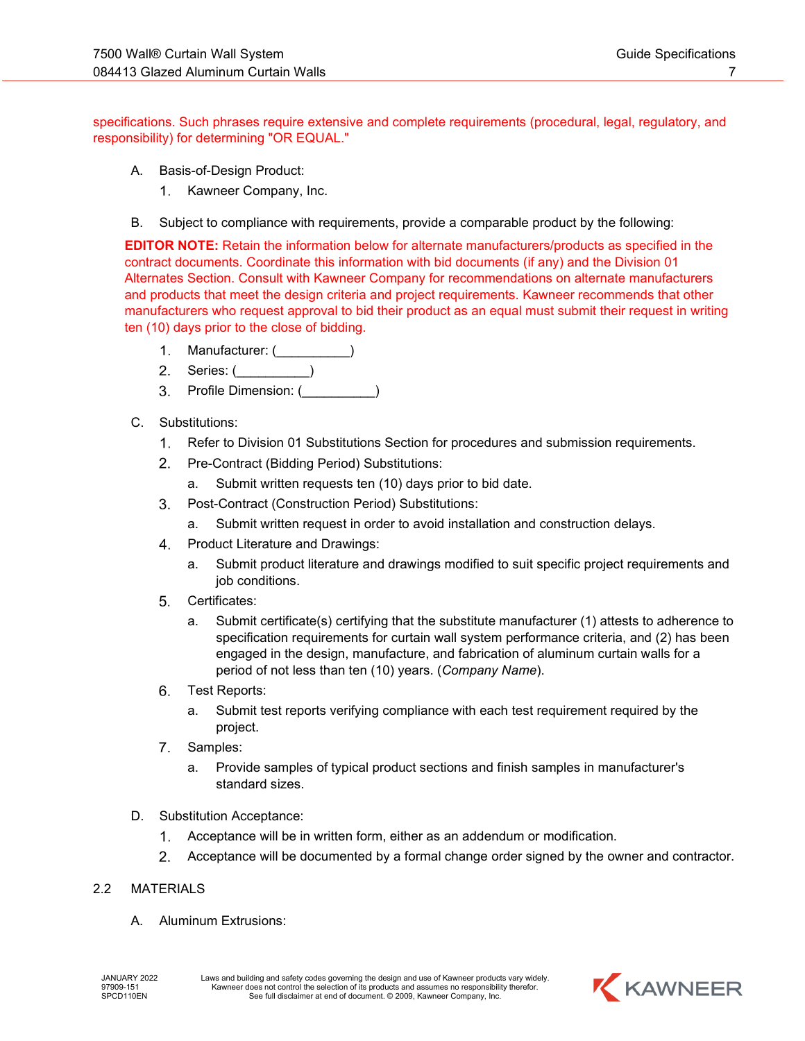specifications. Such phrases require extensive and complete requirements (procedural, legal, regulatory, and responsibility) for determining "OR EQUAL."

A. Basis-of-Design Product:
   1. Kawneer Company, Inc.

B. Subject to compliance with requirements, provide a comparable product by the following:

**EDITOR NOTE:** Retain the information below for alternate manufacturers/products as specified in the contract documents. Coordinate this information with bid documents (if any) and the Division 01 Alternates Section. Consult with Kawneer Company for recommendations on alternate manufacturers and products that meet the design criteria and project requirements. Kawneer recommends that other manufacturers who request approval to bid their product as an equal must submit their request in writing ten (10) days prior to the close of bidding.

   1. Manufacturer: (__________)
   2. Series: (__________)
   3. Profile Dimension: (__________)

C. Substitutions:
   1. Refer to Division 01 Substitutions Section for procedures and submission requirements.
   2. Pre-Contract (Bidding Period) Substitutions:
      a. Submit written requests ten (10) days prior to bid date.
   3. Post-Contract (Construction Period) Substitutions:
      a. Submit written request in order to avoid installation and construction delays.
   4. Product Literature and Drawings:
      a. Submit product literature and drawings modified to suit specific project requirements and job conditions.
   5. Certificates:
      a. Submit certificate(s) certifying that the substitute manufacturer (1) attests to adherence to specification requirements for curtain wall system performance criteria, and (2) has been engaged in the design, manufacture, and fabrication of aluminum curtain walls for a period of not less than ten (10) years. (*Company Name*).
   6. Test Reports:
      a. Submit test reports verifying compliance with each test requirement required by the project.
   7. Samples:
      a. Provide samples of typical product sections and finish samples in manufacturer's standard sizes.

D. Substitution Acceptance:
   1. Acceptance will be in written form, either as an addendum or modification.
   2. Acceptance will be documented by a formal change order signed by the owner and contractor.

## 2.2 MATERIALS

A. Aluminum Extrusions: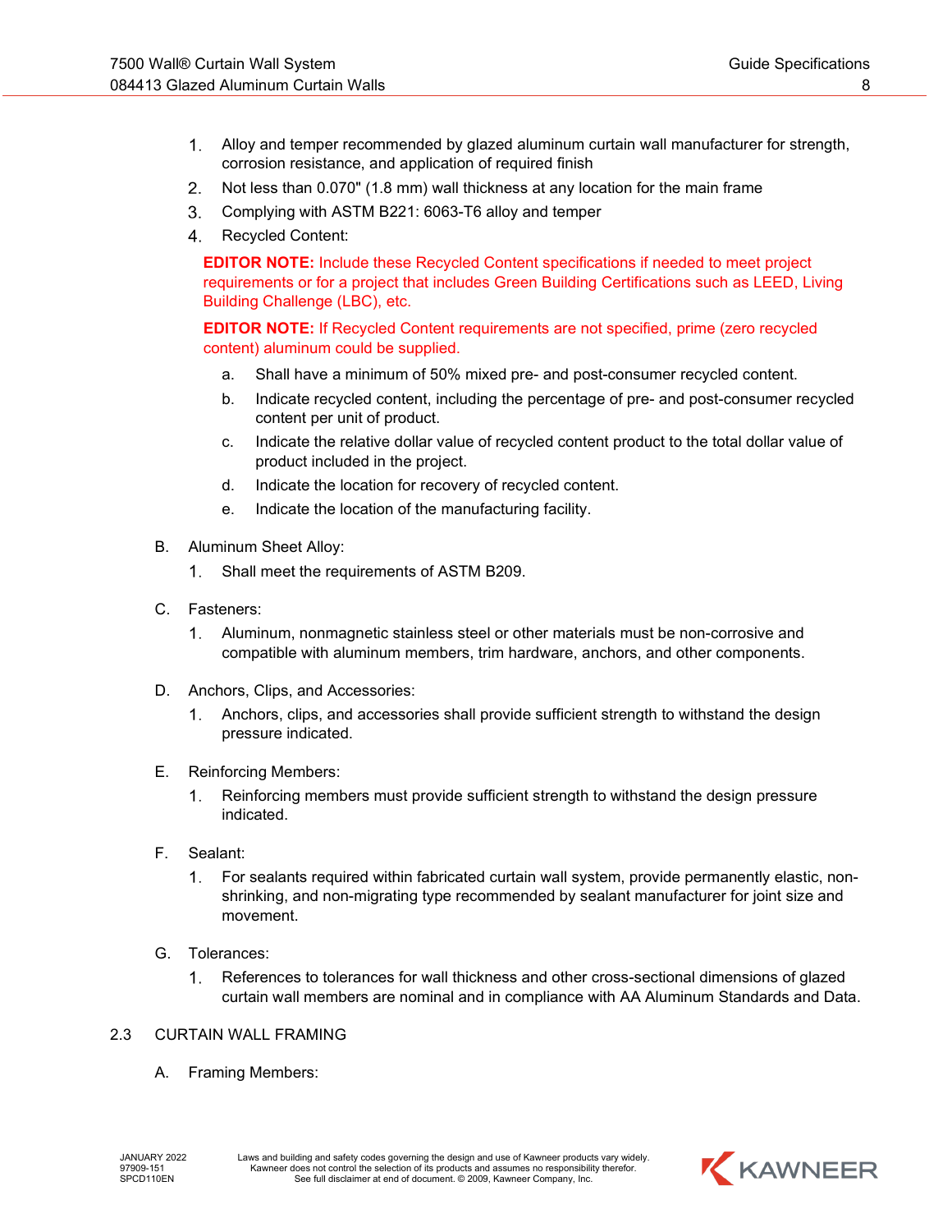1. Alloy and temper recommended by glazed aluminum curtain wall manufacturer for strength, corrosion resistance, and application of required finish
2. Not less than 0.070" (1.8 mm) wall thickness at any location for the main frame
3. Complying with ASTM B221: 6063-T6 alloy and temper
4. Recycled Content:

   **EDITOR NOTE:** Include these Recycled Content specifications if needed to meet project requirements or for a project that includes Green Building Certifications such as LEED, Living Building Challenge (LBC), etc.

   **EDITOR NOTE:** If Recycled Content requirements are not specified, prime (zero recycled content) aluminum could be supplied.

   a. Shall have a minimum of 50% mixed pre- and post-consumer recycled content.
   b. Indicate recycled content, including the percentage of pre- and post-consumer recycled content per unit of product.
   c. Indicate the relative dollar value of recycled content product to the total dollar value of product included in the project.
   d. Indicate the location for recovery of recycled content.
   e. Indicate the location of the manufacturing facility.

B. Aluminum Sheet Alloy:

1. Shall meet the requirements of ASTM B209.

C. Fasteners:

1. Aluminum, nonmagnetic stainless steel or other materials must be non-corrosive and compatible with aluminum members, trim hardware, anchors, and other components.

D. Anchors, Clips, and Accessories:

1. Anchors, clips, and accessories shall provide sufficient strength to withstand the design pressure indicated.

E. Reinforcing Members:

1. Reinforcing members must provide sufficient strength to withstand the design pressure indicated.

F. Sealant:

1. For sealants required within fabricated curtain wall system, provide permanently elastic, non-shrinking, and non-migrating type recommended by sealant manufacturer for joint size and movement.

G. Tolerances:

1. References to tolerances for wall thickness and other cross-sectional dimensions of glazed curtain wall members are nominal and in compliance with AA Aluminum Standards and Data.

## 2.3 CURTAIN WALL FRAMING

A. Framing Members: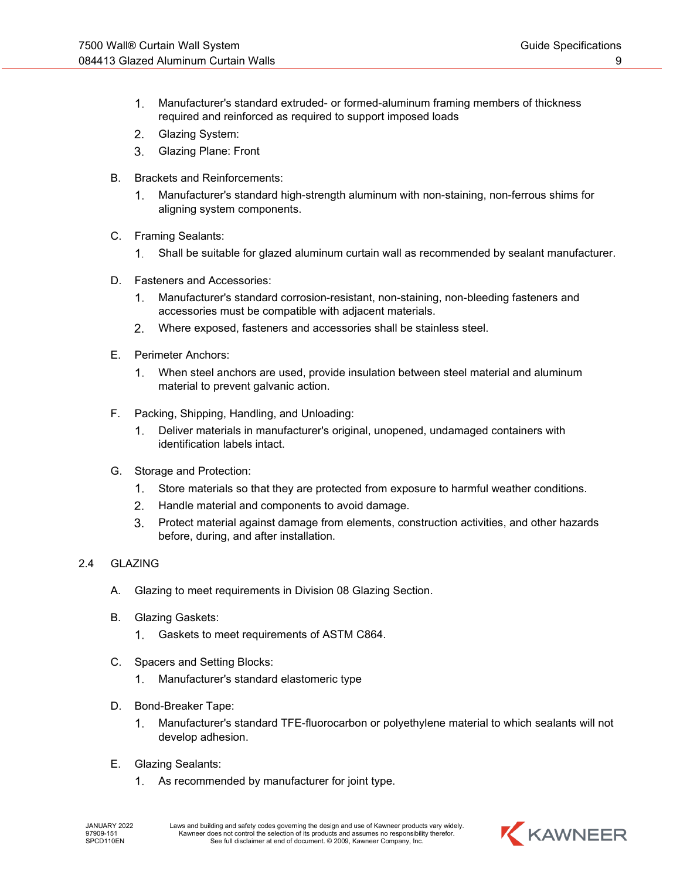1. Manufacturer's standard extruded- or formed-aluminum framing members of thickness required and reinforced as required to support imposed loads
2. Glazing System:
3. Glazing Plane: Front

B. Brackets and Reinforcements:

1. Manufacturer's standard high-strength aluminum with non-staining, non-ferrous shims for aligning system components.

C. Framing Sealants:

1. Shall be suitable for glazed aluminum curtain wall as recommended by sealant manufacturer.

D. Fasteners and Accessories:

1. Manufacturer's standard corrosion-resistant, non-staining, non-bleeding fasteners and accessories must be compatible with adjacent materials.
2. Where exposed, fasteners and accessories shall be stainless steel.

E. Perimeter Anchors:

1. When steel anchors are used, provide insulation between steel material and aluminum material to prevent galvanic action.

F. Packing, Shipping, Handling, and Unloading:

1. Deliver materials in manufacturer's original, unopened, undamaged containers with identification labels intact.

G. Storage and Protection:

1. Store materials so that they are protected from exposure to harmful weather conditions.
2. Handle material and components to avoid damage.
3. Protect material against damage from elements, construction activities, and other hazards before, during, and after installation.

## 2.4 GLAZING

A. Glazing to meet requirements in Division 08 Glazing Section.

B. Glazing Gaskets:

1. Gaskets to meet requirements of ASTM C864.

C. Spacers and Setting Blocks:

1. Manufacturer's standard elastomeric type

D. Bond-Breaker Tape:

1. Manufacturer's standard TFE-fluorocarbon or polyethylene material to which sealants will not develop adhesion.

E. Glazing Sealants:

1. As recommended by manufacturer for joint type.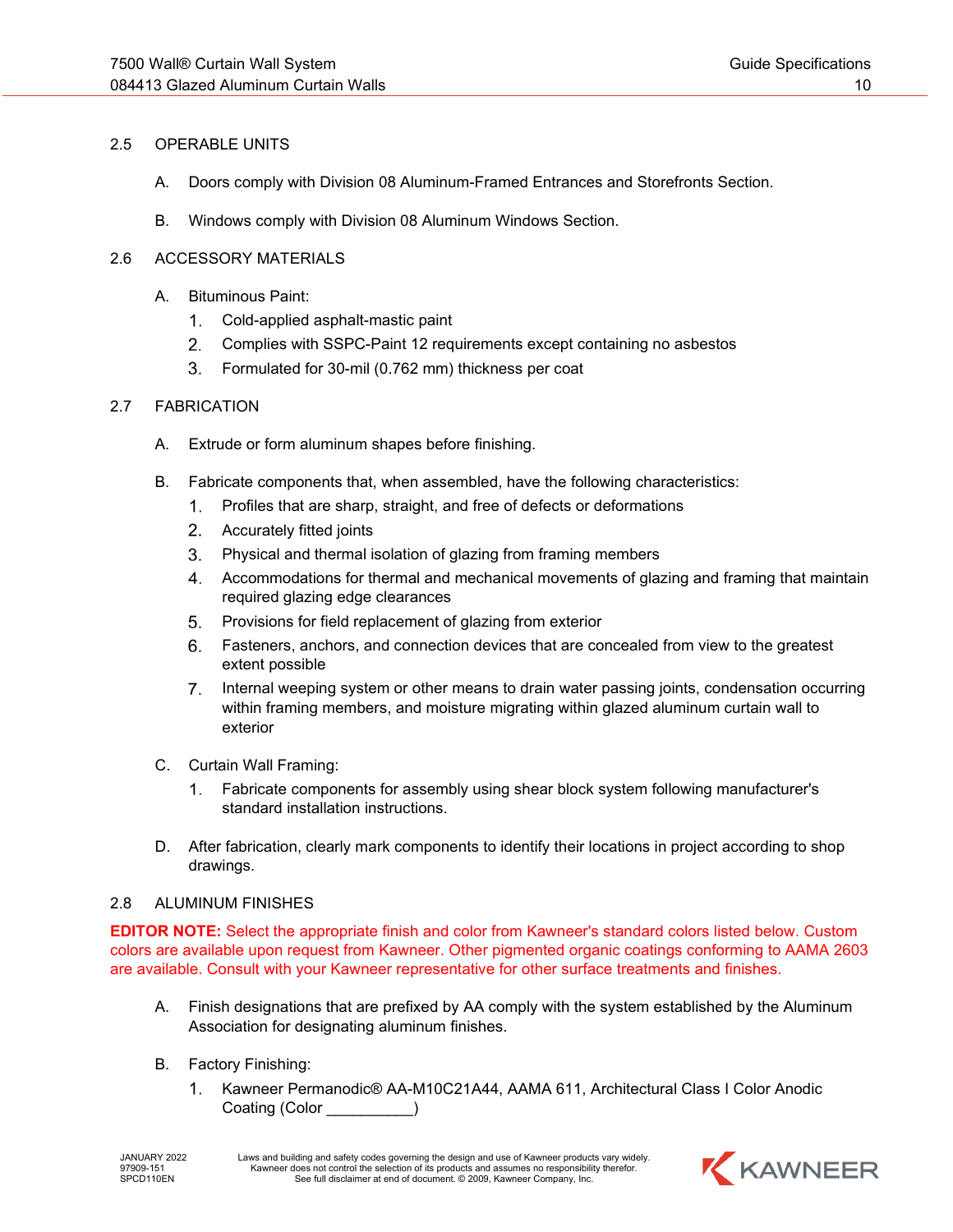## 2.5 OPERABLE UNITS

A. Doors comply with Division 08 Aluminum-Framed Entrances and Storefronts Section.

B. Windows comply with Division 08 Aluminum Windows Section.

## 2.6 ACCESSORY MATERIALS

A. Bituminous Paint:

1. Cold-applied asphalt-mastic paint
2. Complies with SSPC-Paint 12 requirements except containing no asbestos
3. Formulated for 30-mil (0.762 mm) thickness per coat

## 2.7 FABRICATION

A. Extrude or form aluminum shapes before finishing.

B. Fabricate components that, when assembled, have the following characteristics:

1. Profiles that are sharp, straight, and free of defects or deformations
2. Accurately fitted joints
3. Physical and thermal isolation of glazing from framing members
4. Accommodations for thermal and mechanical movements of glazing and framing that maintain required glazing edge clearances
5. Provisions for field replacement of glazing from exterior
6. Fasteners, anchors, and connection devices that are concealed from view to the greatest extent possible
7. Internal weeping system or other means to drain water passing joints, condensation occurring within framing members, and moisture migrating within glazed aluminum curtain wall to exterior

C. Curtain Wall Framing:

1. Fabricate components for assembly using shear block system following manufacturer's standard installation instructions.

D. After fabrication, clearly mark components to identify their locations in project according to shop drawings.

## 2.8 ALUMINUM FINISHES

**EDITOR NOTE:** Select the appropriate finish and color from Kawneer's standard colors listed below. Custom colors are available upon request from Kawneer. Other pigmented organic coatings conforming to AAMA 2603 are available. Consult with your Kawneer representative for other surface treatments and finishes.

A. Finish designations that are prefixed by AA comply with the system established by the Aluminum Association for designating aluminum finishes.

B. Factory Finishing:

1. Kawneer Permanodic® AA-M10C21A44, AAMA 611, Architectural Class I Color Anodic Coating (Color __________)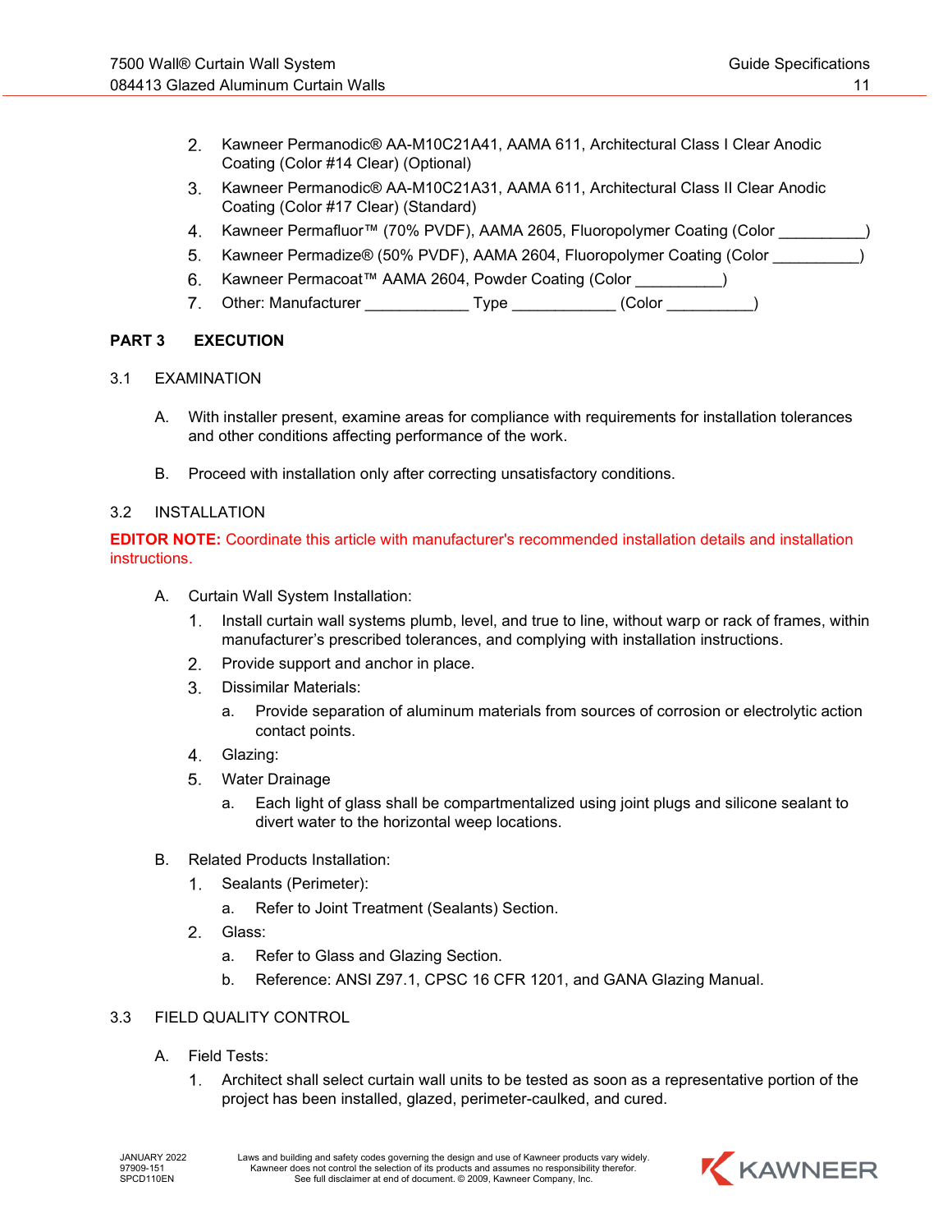2. Kawneer Permanodic® AA-M10C21A41, AAMA 611, Architectural Class I Clear Anodic Coating (Color #14 Clear) (Optional)
3. Kawneer Permanodic® AA-M10C21A31, AAMA 611, Architectural Class II Clear Anodic Coating (Color #17 Clear) (Standard)
4. Kawneer Permafluor™ (70% PVDF), AAMA 2605, Fluoropolymer Coating (Color __________)
5. Kawneer Permadize® (50% PVDF), AAMA 2604, Fluoropolymer Coating (Color __________)
6. Kawneer Permacoat™ AAMA 2604, Powder Coating (Color __________)
7. Other: Manufacturer ____________ Type ____________ (Color __________)

## PART 3 EXECUTION

### 3.1 EXAMINATION

A. With installer present, examine areas for compliance with requirements for installation tolerances and other conditions affecting performance of the work.

B. Proceed with installation only after correcting unsatisfactory conditions.

### 3.2 INSTALLATION

**EDITOR NOTE:** Coordinate this article with manufacturer's recommended installation details and installation instructions.

A. Curtain Wall System Installation:

1. Install curtain wall systems plumb, level, and true to line, without warp or rack of frames, within manufacturer's prescribed tolerances, and complying with installation instructions.
2. Provide support and anchor in place.
3. Dissimilar Materials:
   a. Provide separation of aluminum materials from sources of corrosion or electrolytic action contact points.
4. Glazing:
5. Water Drainage
   a. Each light of glass shall be compartmentalized using joint plugs and silicone sealant to divert water to the horizontal weep locations.

B. Related Products Installation:

1. Sealants (Perimeter):
   a. Refer to Joint Treatment (Sealants) Section.
2. Glass:
   a. Refer to Glass and Glazing Section.
   b. Reference: ANSI Z97.1, CPSC 16 CFR 1201, and GANA Glazing Manual.

### 3.3 FIELD QUALITY CONTROL

A. Field Tests:

1. Architect shall select curtain wall units to be tested as soon as a representative portion of the project has been installed, glazed, perimeter-caulked, and cured.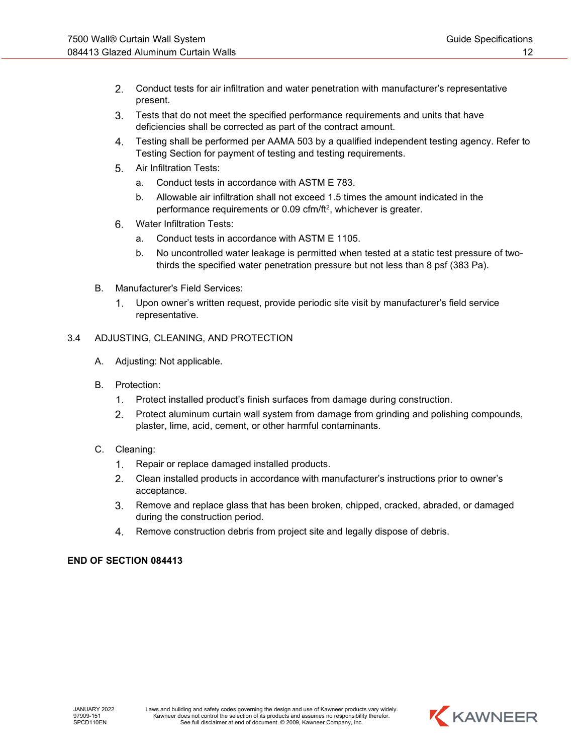2. Conduct tests for air infiltration and water penetration with manufacturer's representative present.
3. Tests that do not meet the specified performance requirements and units that have deficiencies shall be corrected as part of the contract amount.
4. Testing shall be performed per AAMA 503 by a qualified independent testing agency. Refer to Testing Section for payment of testing and testing requirements.
5. Air Infiltration Tests:
   a. Conduct tests in accordance with ASTM E 783.
   b. Allowable air infiltration shall not exceed 1.5 times the amount indicated in the performance requirements or 0.09 cfm/ft$^2$, whichever is greater.
6. Water Infiltration Tests:
   a. Conduct tests in accordance with ASTM E 1105.
   b. No uncontrolled water leakage is permitted when tested at a static test pressure of two-thirds the specified water penetration pressure but not less than 8 psf (383 Pa).

B. Manufacturer's Field Services:

1. Upon owner's written request, provide periodic site visit by manufacturer's field service representative.

## 3.4 ADJUSTING, CLEANING, AND PROTECTION

A. Adjusting: Not applicable.

B. Protection:

1. Protect installed product's finish surfaces from damage during construction.
2. Protect aluminum curtain wall system from damage from grinding and polishing compounds, plaster, lime, acid, cement, or other harmful contaminants.

C. Cleaning:

1. Repair or replace damaged installed products.
2. Clean installed products in accordance with manufacturer's instructions prior to owner's acceptance.
3. Remove and replace glass that has been broken, chipped, cracked, abraded, or damaged during the construction period.
4. Remove construction debris from project site and legally dispose of debris.

**END OF SECTION 084413**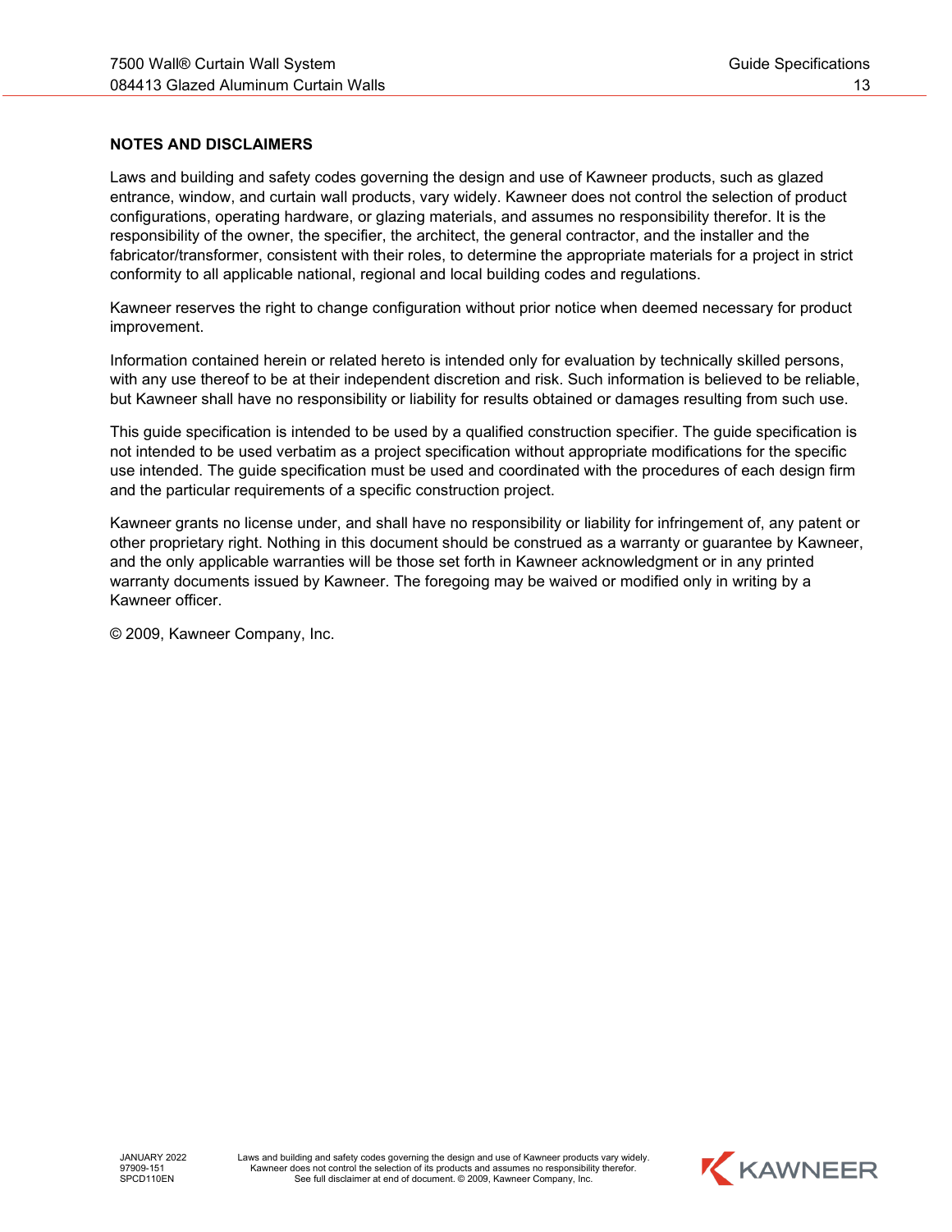**NOTES AND DISCLAIMERS**

Laws and building and safety codes governing the design and use of Kawneer products, such as glazed entrance, window, and curtain wall products, vary widely. Kawneer does not control the selection of product configurations, operating hardware, or glazing materials, and assumes no responsibility therefor. It is the responsibility of the owner, the specifier, the architect, the general contractor, and the installer and the fabricator/transformer, consistent with their roles, to determine the appropriate materials for a project in strict conformity to all applicable national, regional and local building codes and regulations.

Kawneer reserves the right to change configuration without prior notice when deemed necessary for product improvement.

Information contained herein or related hereto is intended only for evaluation by technically skilled persons, with any use thereof to be at their independent discretion and risk. Such information is believed to be reliable, but Kawneer shall have no responsibility or liability for results obtained or damages resulting from such use.

This guide specification is intended to be used by a qualified construction specifier. The guide specification is not intended to be used verbatim as a project specification without appropriate modifications for the specific use intended. The guide specification must be used and coordinated with the procedures of each design firm and the particular requirements of a specific construction project.

Kawneer grants no license under, and shall have no responsibility or liability for infringement of, any patent or other proprietary right. Nothing in this document should be construed as a warranty or guarantee by Kawneer, and the only applicable warranties will be those set forth in Kawneer acknowledgment or in any printed warranty documents issued by Kawneer. The foregoing may be waived or modified only in writing by a Kawneer officer.

© 2009, Kawneer Company, Inc.